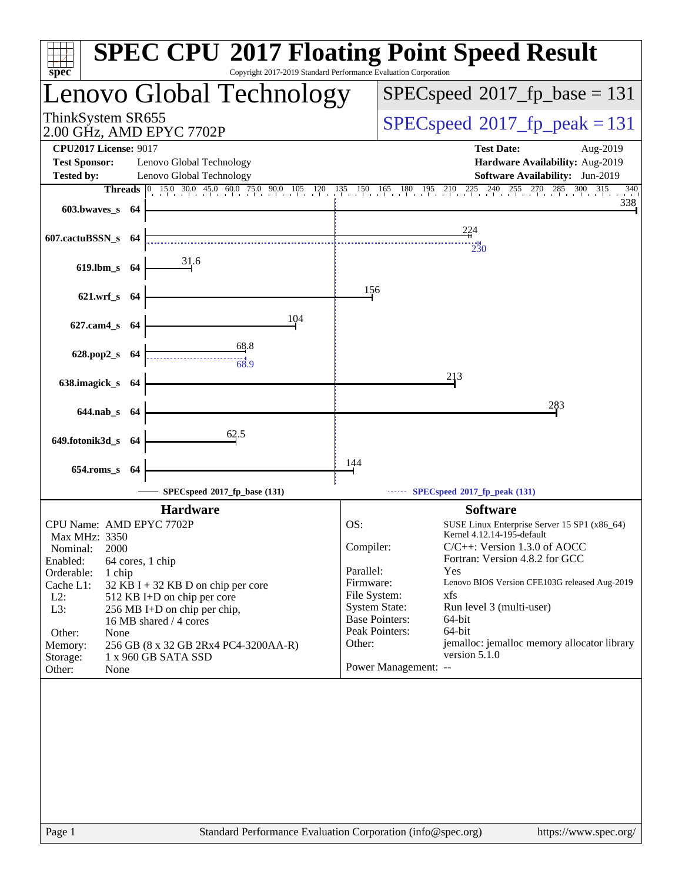# SPEC CPU 2017 Floating Point Speed Result

Copyright 2017-2019 Standard Performance Evaluation Corporation

## Lenovo Global Technology

ThinkSystem SR655
2.00 GHz, AMD EPYC 7702P

SPECspeed 2017_fp_base = 131

SPECspeed 2017_fp_peak = 131

**CPU2017 License:** 9017
**Test Sponsor:** Lenovo Global Technology
**Tested by:** Lenovo Global Technology

**Test Date:** Aug-2019
**Hardware Availability:** Aug-2019
**Software Availability:** Jun-2019

| Benchmark | Threads | Base | Peak |
|---|---|---|---|
| 603.bwaves_s | 64 | 338 | |
| 607.cactuBSSN_s | 64 | 224 | 230 |
| 619.lbm_s | 64 | 31.6 | |
| 621.wrf_s | 64 | 156 | |
| 627.cam4_s | 64 | 104 | |
| 628.pop2_s | 64 | 68.8 | 68.9 |
| 638.imagick_s | 64 | 213 | |
| 644.nab_s | 64 | 283 | |
| 649.fotonik3d_s | 64 | 62.5 | |
| 654.roms_s | 64 | 144 | |

SPECspeed 2017_fp_base (131)
SPECspeed 2017_fp_peak (131)

### Hardware

| | |
|---|---|
| CPU Name: | AMD EPYC 7702P |
| Max MHz: | 3350 |
| Nominal: | 2000 |
| Enabled: | 64 cores, 1 chip |
| Orderable: | 1 chip |
| Cache L1: | 32 KB I + 32 KB D on chip per core |
| L2: | 512 KB I+D on chip per core |
| L3: | 256 MB I+D on chip per chip, 16 MB shared / 4 cores |
| Other: | None |
| Memory: | 256 GB (8 x 32 GB 2Rx4 PC4-3200AA-R) |
| Storage: | 1 x 960 GB SATA SSD |
| Other: | None |

### Software

| | |
|---|---|
| OS: | SUSE Linux Enterprise Server 15 SP1 (x86_64) Kernel 4.12.14-195-default |
| Compiler: | C/C++: Version 1.3.0 of AOCC Fortran: Version 4.8.2 for GCC |
| Parallel: | Yes |
| Firmware: | Lenovo BIOS Version CFE103G released Aug-2019 |
| File System: | xfs |
| System State: | Run level 3 (multi-user) |
| Base Pointers: | 64-bit |
| Peak Pointers: | 64-bit |
| Other: | jemalloc: jemalloc memory allocator library version 5.1.0 |
| Power Management: | -- |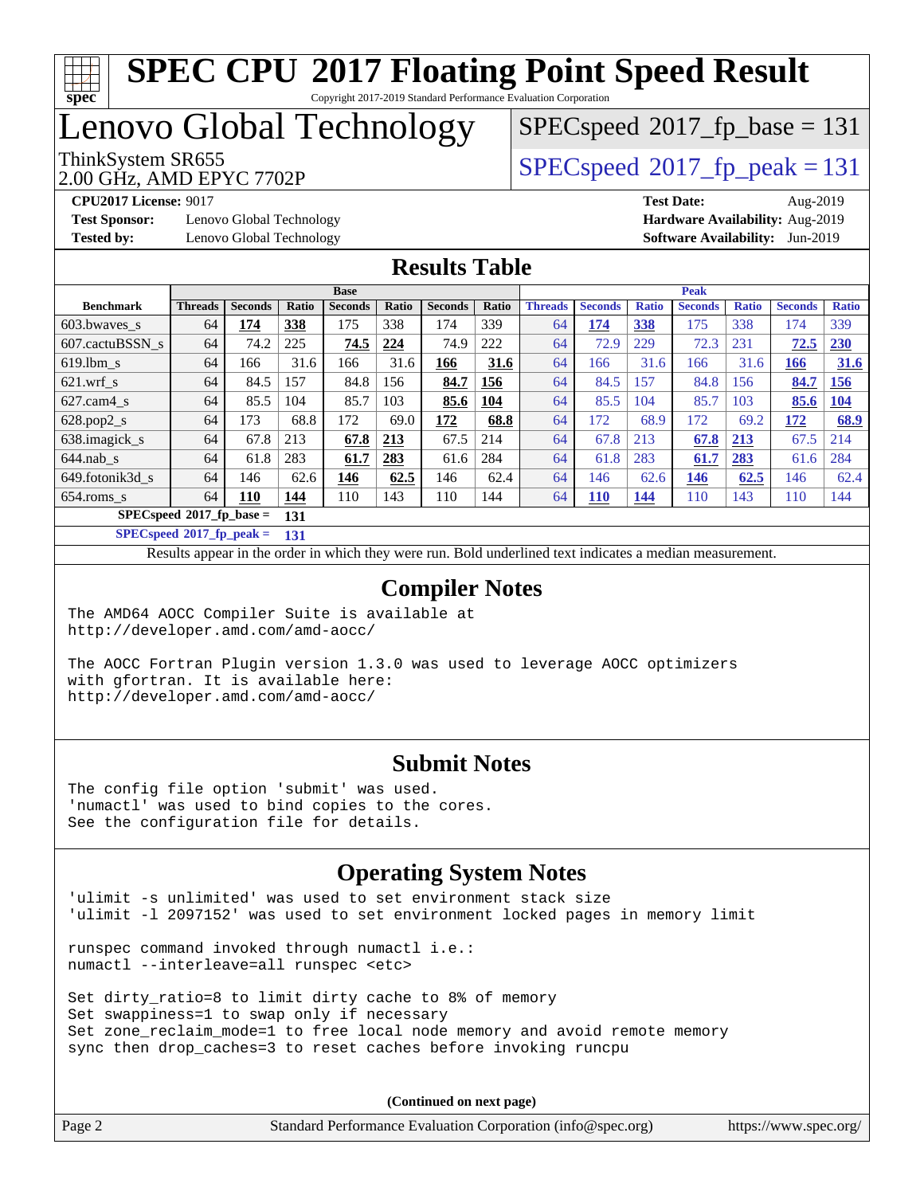# SPEC CPU 2017 Floating Point Speed Result

Copyright 2017-2019 Standard Performance Evaluation Corporation

## Lenovo Global Technology

ThinkSystem SR655
2.00 GHz, AMD EPYC 7702P

SPECspeed 2017_fp_base = 131

SPECspeed 2017_fp_peak = 131

**CPU2017 License:** 9017
**Test Sponsor:** Lenovo Global Technology
**Tested by:** Lenovo Global Technology

**Test Date:** Aug-2019
**Hardware Availability:** Aug-2019
**Software Availability:** Jun-2019

## Results Table

| Benchmark | Base | | | | | | | Peak | | | | | | |
|---|---|---|---|---|---|---|---|---|---|---|---|---|---|---|
| | Threads | Seconds | Ratio | Seconds | Ratio | Seconds | Ratio | Threads | Seconds | Ratio | Seconds | Ratio | Seconds | Ratio |
| 603.bwaves_s | 64 | **174** | **338** | 175 | 338 | 174 | 339 | 64 | **174** | **338** | 175 | 338 | 174 | 339 |
| 607.cactuBSSN_s | 64 | 74.2 | 225 | **74.5** | **224** | 74.9 | 222 | 64 | 72.9 | 229 | 72.3 | 231 | **72.5** | **230** |
| 619.lbm_s | 64 | 166 | 31.6 | 166 | 31.6 | **166** | **31.6** | 64 | 166 | 31.6 | 166 | 31.6 | **166** | **31.6** |
| 621.wrf_s | 64 | 84.5 | 157 | 84.8 | 156 | **84.7** | **156** | 64 | 84.5 | 157 | 84.8 | 156 | **84.7** | **156** |
| 627.cam4_s | 64 | 85.5 | 104 | 85.7 | 103 | **85.6** | **104** | 64 | 85.5 | 104 | 85.7 | 103 | **85.6** | **104** |
| 628.pop2_s | 64 | 173 | 68.8 | 172 | 69.0 | **172** | **68.8** | 64 | 172 | 68.9 | 172 | 69.2 | **172** | **68.9** |
| 638.imagick_s | 64 | 67.8 | 213 | **67.8** | **213** | 67.5 | 214 | 64 | 67.8 | 213 | **67.8** | **213** | 67.5 | 214 |
| 644.nab_s | 64 | 61.8 | 283 | **61.7** | **283** | 61.6 | 284 | 64 | 61.8 | 283 | **61.7** | **283** | 61.6 | 284 |
| 649.fotonik3d_s | 64 | 146 | 62.6 | **146** | **62.5** | 146 | 62.4 | 64 | 146 | 62.6 | **146** | **62.5** | 146 | 62.4 |
| 654.roms_s | 64 | **110** | **144** | 110 | 143 | 110 | 144 | 64 | **110** | **144** | 110 | 143 | 110 | 144 |

**SPECspeed 2017_fp_base = 131**

**SPECspeed 2017_fp_peak = 131**

Results appear in the order in which they were run. Bold underlined text indicates a median measurement.

## Compiler Notes

```
The AMD64 AOCC Compiler Suite is available at
http://developer.amd.com/amd-aocc/

The AOCC Fortran Plugin version 1.3.0 was used to leverage AOCC optimizers
with gfortran. It is available here:
http://developer.amd.com/amd-aocc/
```

## Submit Notes

```
The config file option 'submit' was used.
'numactl' was used to bind copies to the cores.
See the configuration file for details.
```

## Operating System Notes

```
'ulimit -s unlimited' was used to set environment stack size
'ulimit -l 2097152' was used to set environment locked pages in memory limit

runspec command invoked through numactl i.e.:
numactl --interleave=all runspec <etc>

Set dirty_ratio=8 to limit dirty cache to 8% of memory
Set swappiness=1 to swap only if necessary
Set zone_reclaim_mode=1 to free local node memory and avoid remote memory
sync then drop_caches=3 to reset caches before invoking runcpu
```

**(Continued on next page)**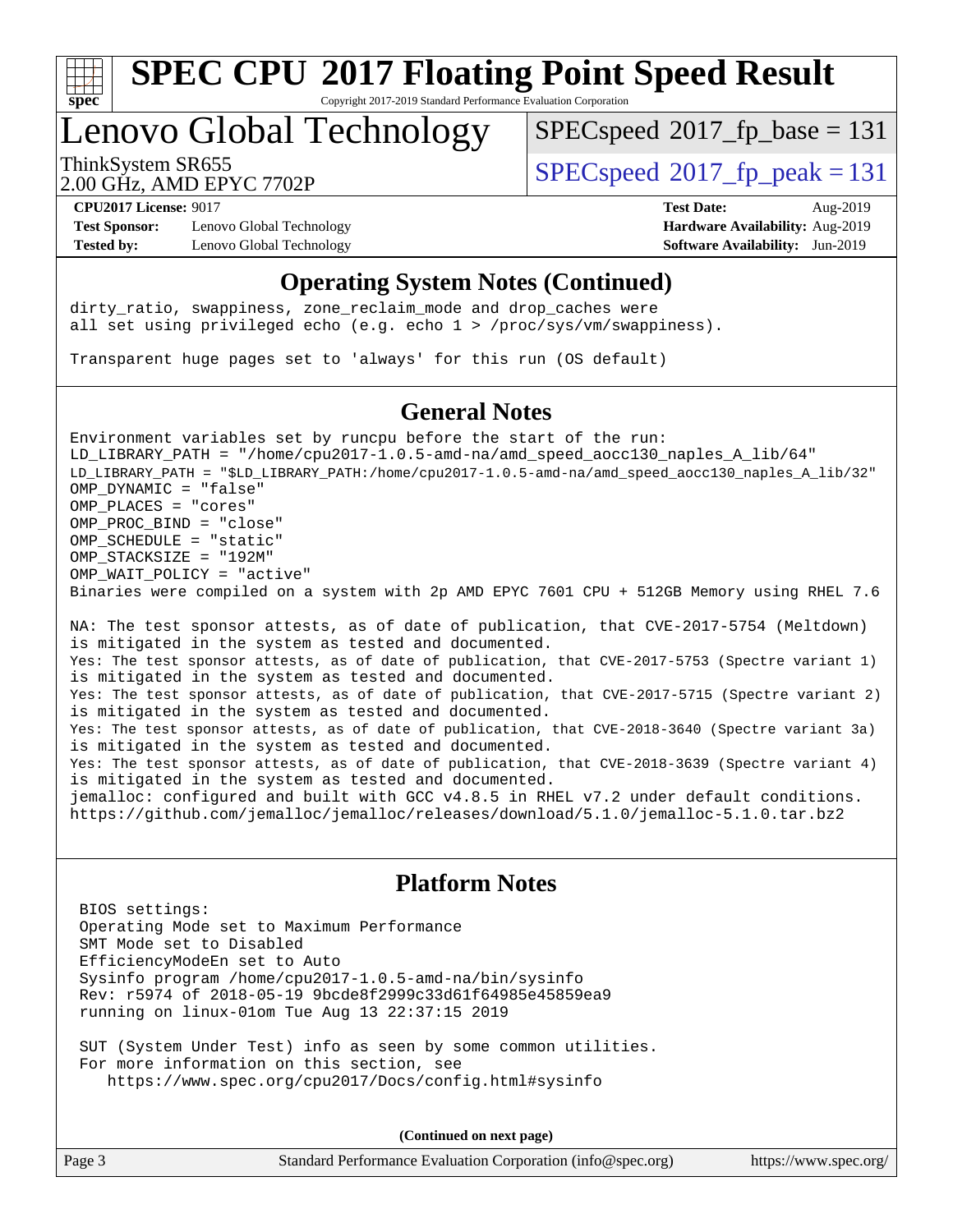# SPEC CPU 2017 Floating Point Speed Result

Copyright 2017-2019 Standard Performance Evaluation Corporation

## Lenovo Global Technology

ThinkSystem SR655
2.00 GHz, AMD EPYC 7702P

SPECspeed 2017_fp_base = 131

SPECspeed 2017_fp_peak = 131

**CPU2017 License:** 9017
**Test Sponsor:** Lenovo Global Technology
**Tested by:** Lenovo Global Technology

**Test Date:** Aug-2019
**Hardware Availability:** Aug-2019
**Software Availability:** Jun-2019

## Operating System Notes (Continued)

```
dirty_ratio, swappiness, zone_reclaim_mode and drop_caches were
all set using privileged echo (e.g. echo 1 > /proc/sys/vm/swappiness).

Transparent huge pages set to 'always' for this run (OS default)
```

## General Notes

```
Environment variables set by runcpu before the start of the run:
LD_LIBRARY_PATH = "/home/cpu2017-1.0.5-amd-na/amd_speed_aocc130_naples_A_lib/64"
LD_LIBRARY_PATH = "$LD_LIBRARY_PATH:/home/cpu2017-1.0.5-amd-na/amd_speed_aocc130_naples_A_lib/32"
OMP_DYNAMIC = "false"
OMP_PLACES = "cores"
OMP_PROC_BIND = "close"
OMP_SCHEDULE = "static"
OMP_STACKSIZE = "192M"
OMP_WAIT_POLICY = "active"
Binaries were compiled on a system with 2p AMD EPYC 7601 CPU + 512GB Memory using RHEL 7.6

NA: The test sponsor attests, as of date of publication, that CVE-2017-5754 (Meltdown)
is mitigated in the system as tested and documented.
Yes: The test sponsor attests, as of date of publication, that CVE-2017-5753 (Spectre variant 1)
is mitigated in the system as tested and documented.
Yes: The test sponsor attests, as of date of publication, that CVE-2017-5715 (Spectre variant 2)
is mitigated in the system as tested and documented.
Yes: The test sponsor attests, as of date of publication, that CVE-2018-3640 (Spectre variant 3a)
is mitigated in the system as tested and documented.
Yes: The test sponsor attests, as of date of publication, that CVE-2018-3639 (Spectre variant 4)
is mitigated in the system as tested and documented.
jemalloc: configured and built with GCC v4.8.5 in RHEL v7.2 under default conditions.
https://github.com/jemalloc/jemalloc/releases/download/5.1.0/jemalloc-5.1.0.tar.bz2
```

## Platform Notes

```
BIOS settings:
Operating Mode set to Maximum Performance
SMT Mode set to Disabled
EfficiencyModeEn set to Auto
Sysinfo program /home/cpu2017-1.0.5-amd-na/bin/sysinfo
Rev: r5974 of 2018-05-19 9bcde8f2999c33d61f64985e45859ea9
running on linux-01om Tue Aug 13 22:37:15 2019

SUT (System Under Test) info as seen by some common utilities.
For more information on this section, see
   https://www.spec.org/cpu2017/Docs/config.html#sysinfo
```

**(Continued on next page)**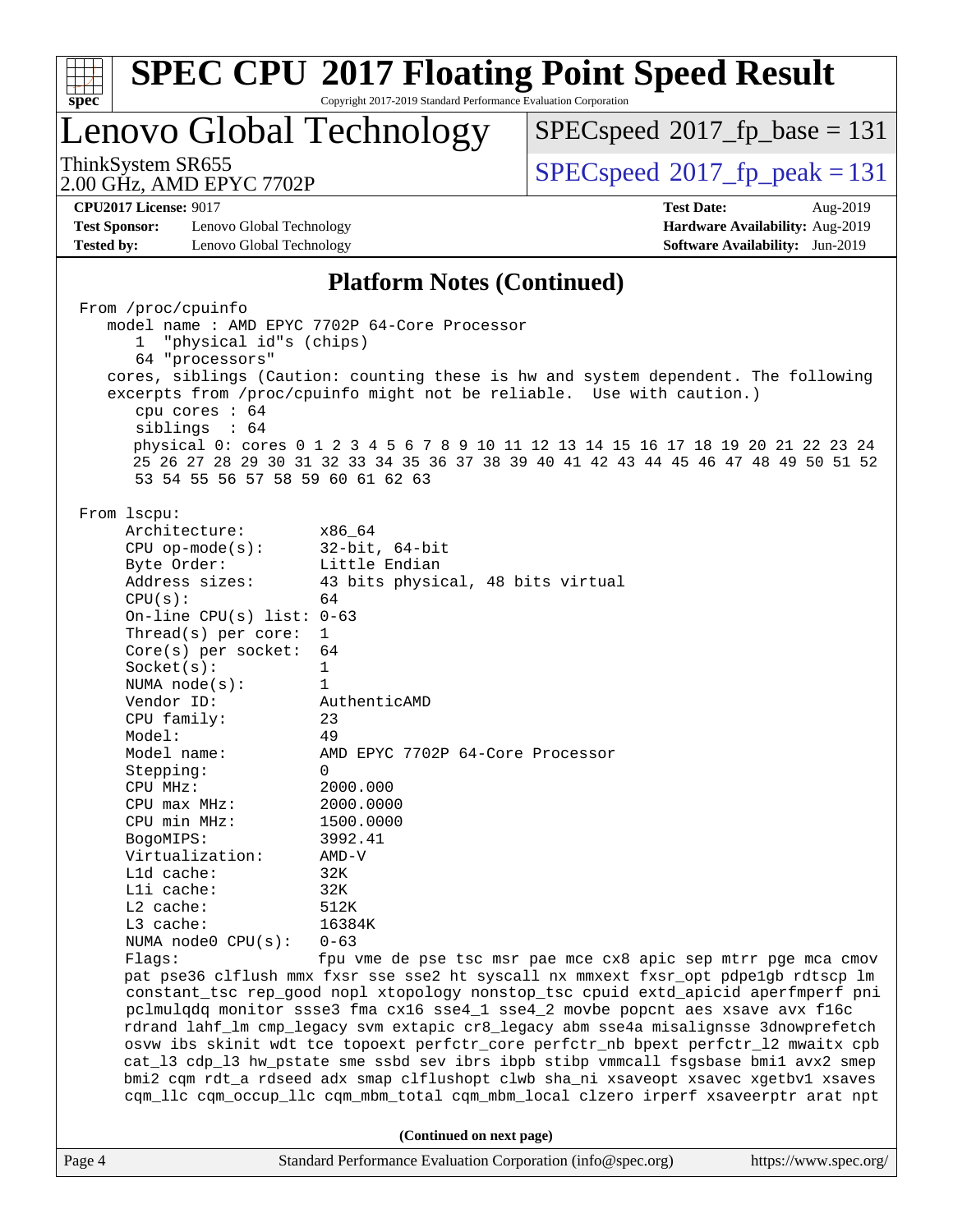# SPEC CPU 2017 Floating Point Speed Result

Copyright 2017-2019 Standard Performance Evaluation Corporation

## Lenovo Global Technology

ThinkSystem SR655
2.00 GHz, AMD EPYC 7702P

SPECspeed 2017_fp_base = 131

SPECspeed 2017_fp_peak = 131

**CPU2017 License:** 9017
**Test Sponsor:** Lenovo Global Technology
**Tested by:** Lenovo Global Technology

**Test Date:** Aug-2019
**Hardware Availability:** Aug-2019
**Software Availability:** Jun-2019

### Platform Notes (Continued)

```
From /proc/cpuinfo
   model name : AMD EPYC 7702P 64-Core Processor
      1  "physical id"s (chips)
      64 "processors"
   cores, siblings (Caution: counting these is hw and system dependent. The following
   excerpts from /proc/cpuinfo might not be reliable.  Use with caution.)
      cpu cores : 64
      siblings  : 64
      physical 0: cores 0 1 2 3 4 5 6 7 8 9 10 11 12 13 14 15 16 17 18 19 20 21 22 23 24
      25 26 27 28 29 30 31 32 33 34 35 36 37 38 39 40 41 42 43 44 45 46 47 48 49 50 51 52
      53 54 55 56 57 58 59 60 61 62 63

From lscpu:
     Architecture:          x86_64
     CPU op-mode(s):        32-bit, 64-bit
     Byte Order:            Little Endian
     Address sizes:         43 bits physical, 48 bits virtual
     CPU(s):                64
     On-line CPU(s) list: 0-63
     Thread(s) per core:  1
     Core(s) per socket:  64
     Socket(s):             1
     NUMA node(s):          1
     Vendor ID:             AuthenticAMD
     CPU family:            23
     Model:                 49
     Model name:            AMD EPYC 7702P 64-Core Processor
     Stepping:              0
     CPU MHz:               2000.000
     CPU max MHz:           2000.0000
     CPU min MHz:           1500.0000
     BogoMIPS:              3992.41
     Virtualization:        AMD-V
     L1d cache:             32K
     L1i cache:             32K
     L2 cache:              512K
     L3 cache:              16384K
     NUMA node0 CPU(s):   0-63
     Flags:                 fpu vme de pse tsc msr pae mce cx8 apic sep mtrr pge mca cmov
     pat pse36 clflush mmx fxsr sse sse2 ht syscall nx mmxext fxsr_opt pdpe1gb rdtscp lm
     constant_tsc rep_good nopl xtopology nonstop_tsc cpuid extd_apicid aperfmperf pni
     pclmulqdq monitor ssse3 fma cx16 sse4_1 sse4_2 movbe popcnt aes xsave avx f16c
     rdrand lahf_lm cmp_legacy svm extapic cr8_legacy abm sse4a misalignsse 3dnowprefetch
     osvw ibs skinit wdt tce topoext perfctr_core perfctr_nb bpext perfctr_l2 mwaitx cpb
     cat_l3 cdp_l3 hw_pstate sme ssbd sev ibrs ibpb stibp vmmcall fsgsbase bmi1 avx2 smep
     bmi2 cqm rdt_a rdseed adx smap clflushopt clwb sha_ni xsaveopt xsavec xgetbv1 xsaves
     cqm_llc cqm_occup_llc cqm_mbm_total cqm_mbm_local clzero irperf xsaveerptr arat npt
```

**(Continued on next page)**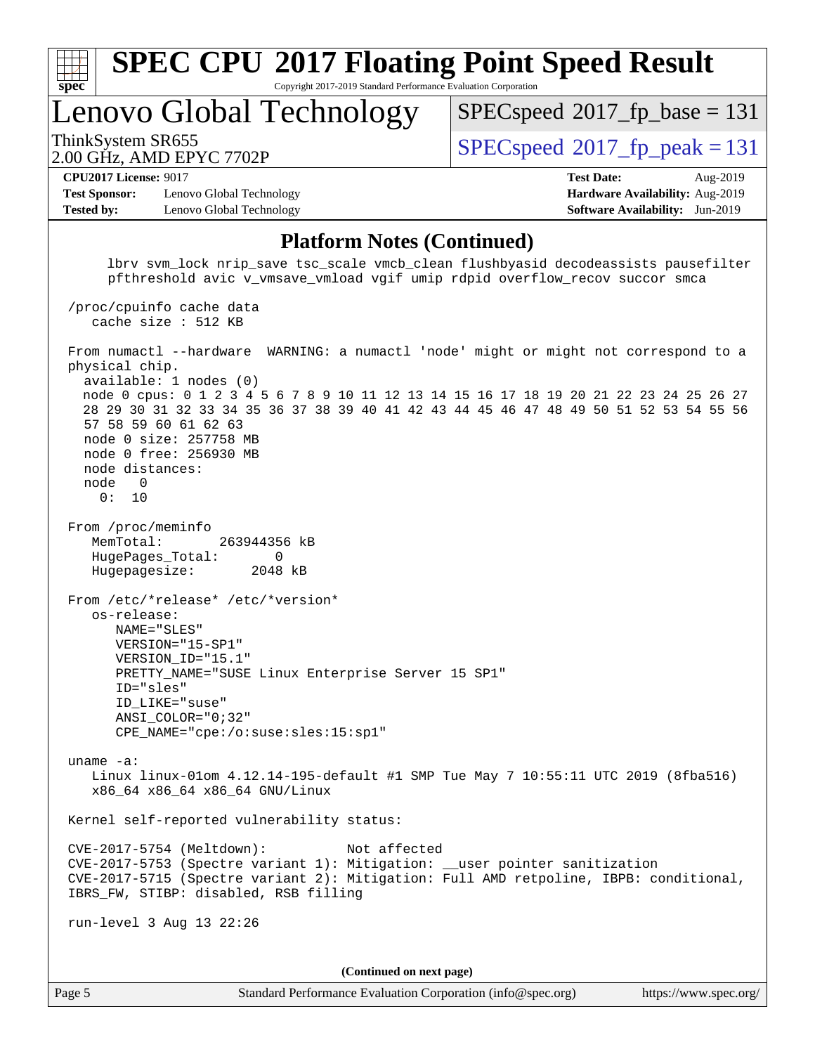## Platform Notes (Continued)

```
     lbrv svm_lock nrip_save tsc_scale vmcb_clean flushbyasid decodeassists pausefilter
     pfthreshold avic v_vmsave_vmload vgif umip rdpid overflow_recov succor smca

 /proc/cpuinfo cache data
    cache size : 512 KB

 From numactl --hardware  WARNING: a numactl 'node' might or might not correspond to a
 physical chip.
   available: 1 nodes (0)
   node 0 cpus: 0 1 2 3 4 5 6 7 8 9 10 11 12 13 14 15 16 17 18 19 20 21 22 23 24 25 26 27
   28 29 30 31 32 33 34 35 36 37 38 39 40 41 42 43 44 45 46 47 48 49 50 51 52 53 54 55 56
   57 58 59 60 61 62 63
   node 0 size: 257758 MB
   node 0 free: 256930 MB
   node distances:
   node   0
     0:  10

 From /proc/meminfo
    MemTotal:       263944356 kB
    HugePages_Total:       0
    Hugepagesize:       2048 kB

 From /etc/*release* /etc/*version*
    os-release:
       NAME="SLES"
       VERSION="15-SP1"
       VERSION_ID="15.1"
       PRETTY_NAME="SUSE Linux Enterprise Server 15 SP1"
       ID="sles"
       ID_LIKE="suse"
       ANSI_COLOR="0;32"
       CPE_NAME="cpe:/o:suse:sles:15:sp1"

 uname -a:
    Linux linux-01om 4.12.14-195-default #1 SMP Tue May 7 10:55:11 UTC 2019 (8fba516)
    x86_64 x86_64 x86_64 GNU/Linux

 Kernel self-reported vulnerability status:

 CVE-2017-5754 (Meltdown):          Not affected
 CVE-2017-5753 (Spectre variant 1): Mitigation: __user pointer sanitization
 CVE-2017-5715 (Spectre variant 2): Mitigation: Full AMD retpoline, IBPB: conditional,
 IBRS_FW, STIBP: disabled, RSB filling

 run-level 3 Aug 13 22:26
```

**(Continued on next page)**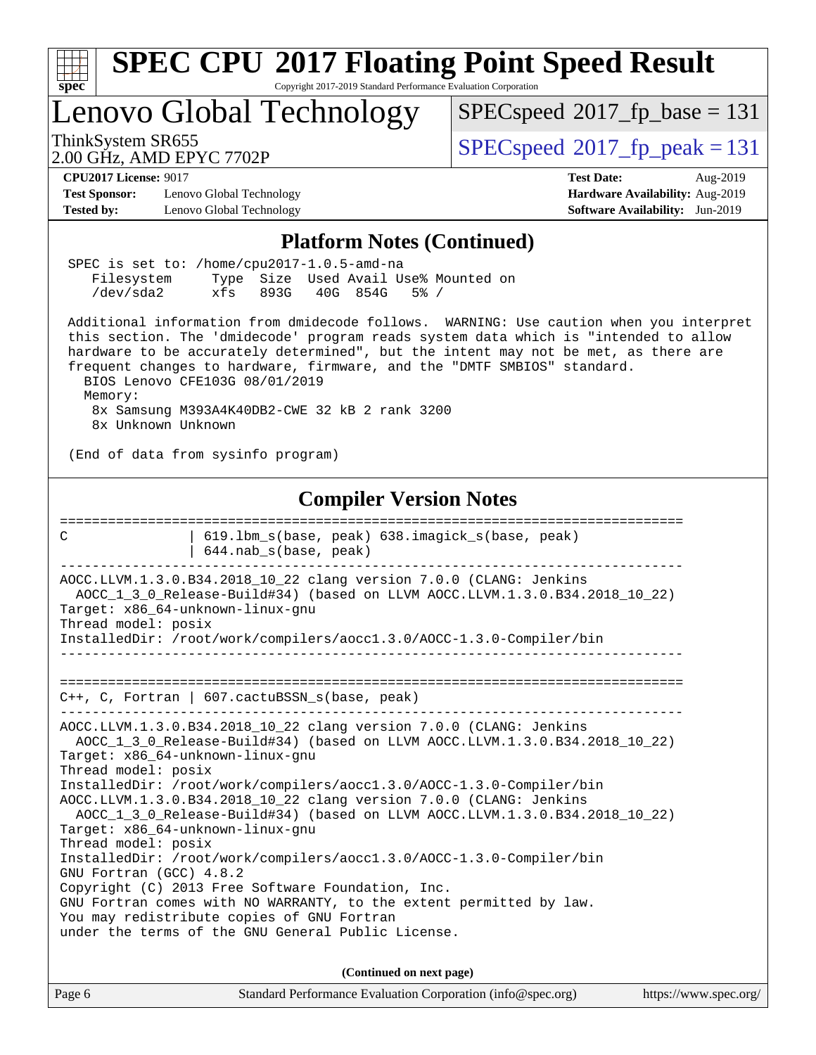## Platform Notes (Continued)

```
SPEC is set to: /home/cpu2017-1.0.5-amd-na
   Filesystem     Type  Size  Used Avail Use% Mounted on
   /dev/sda2      xfs   893G   40G  854G   5% /

Additional information from dmidecode follows.  WARNING: Use caution when you interpret
this section. The 'dmidecode' program reads system data which is "intended to allow
hardware to be accurately determined", but the intent may not be met, as there are
frequent changes to hardware, firmware, and the "DMTF SMBIOS" standard.
  BIOS Lenovo CFE103G 08/01/2019
  Memory:
    8x Samsung M393A4K40DB2-CWE 32 kB 2 rank 3200
    8x Unknown Unknown

(End of data from sysinfo program)
```

## Compiler Version Notes

```
==============================================================================
C               | 619.lbm_s(base, peak) 638.imagick_s(base, peak)
                | 644.nab_s(base, peak)
------------------------------------------------------------------------------
AOCC.LLVM.1.3.0.B34.2018_10_22 clang version 7.0.0 (CLANG: Jenkins
  AOCC_1_3_0_Release-Build#34) (based on LLVM AOCC.LLVM.1.3.0.B34.2018_10_22)
Target: x86_64-unknown-linux-gnu
Thread model: posix
InstalledDir: /root/work/compilers/aocc1.3.0/AOCC-1.3.0-Compiler/bin
------------------------------------------------------------------------------

==============================================================================
C++, C, Fortran | 607.cactuBSSN_s(base, peak)
------------------------------------------------------------------------------
AOCC.LLVM.1.3.0.B34.2018_10_22 clang version 7.0.0 (CLANG: Jenkins
  AOCC_1_3_0_Release-Build#34) (based on LLVM AOCC.LLVM.1.3.0.B34.2018_10_22)
Target: x86_64-unknown-linux-gnu
Thread model: posix
InstalledDir: /root/work/compilers/aocc1.3.0/AOCC-1.3.0-Compiler/bin
AOCC.LLVM.1.3.0.B34.2018_10_22 clang version 7.0.0 (CLANG: Jenkins
  AOCC_1_3_0_Release-Build#34) (based on LLVM AOCC.LLVM.1.3.0.B34.2018_10_22)
Target: x86_64-unknown-linux-gnu
Thread model: posix
InstalledDir: /root/work/compilers/aocc1.3.0/AOCC-1.3.0-Compiler/bin
GNU Fortran (GCC) 4.8.2
Copyright (C) 2013 Free Software Foundation, Inc.
GNU Fortran comes with NO WARRANTY, to the extent permitted by law.
You may redistribute copies of GNU Fortran
under the terms of the GNU General Public License.
```

**(Continued on next page)**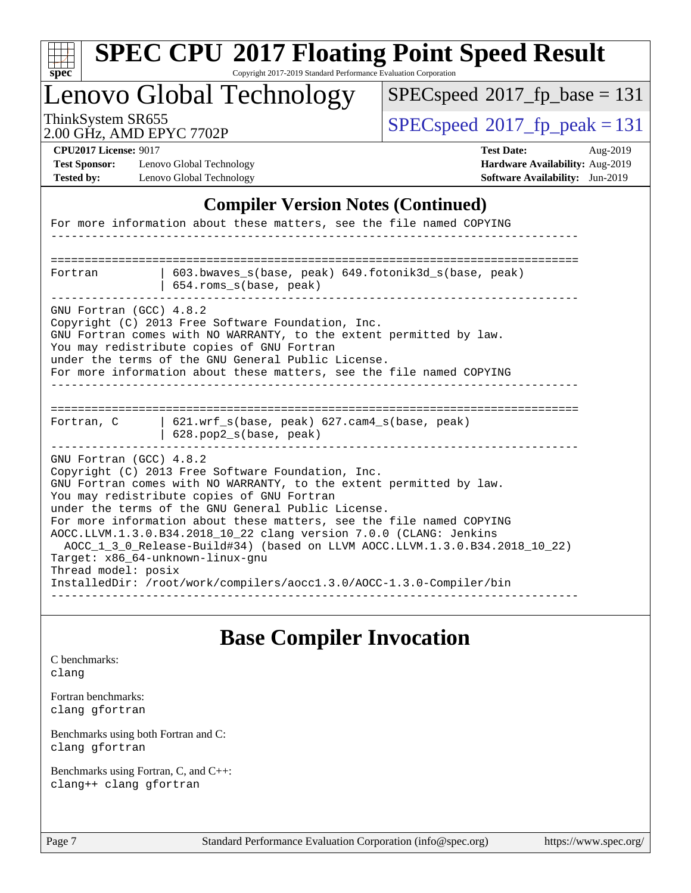## Compiler Version Notes (Continued)

```
For more information about these matters, see the file named COPYING
------------------------------------------------------------------------------

==============================================================================
Fortran         | 603.bwaves_s(base, peak) 649.fotonik3d_s(base, peak)
                | 654.roms_s(base, peak)
------------------------------------------------------------------------------
GNU Fortran (GCC) 4.8.2
Copyright (C) 2013 Free Software Foundation, Inc.
GNU Fortran comes with NO WARRANTY, to the extent permitted by law.
You may redistribute copies of GNU Fortran
under the terms of the GNU General Public License.
For more information about these matters, see the file named COPYING
------------------------------------------------------------------------------

==============================================================================
Fortran, C      | 621.wrf_s(base, peak) 627.cam4_s(base, peak)
                | 628.pop2_s(base, peak)
------------------------------------------------------------------------------
GNU Fortran (GCC) 4.8.2
Copyright (C) 2013 Free Software Foundation, Inc.
GNU Fortran comes with NO WARRANTY, to the extent permitted by law.
You may redistribute copies of GNU Fortran
under the terms of the GNU General Public License.
For more information about these matters, see the file named COPYING
AOCC.LLVM.1.3.0.B34.2018_10_22 clang version 7.0.0 (CLANG: Jenkins
  AOCC_1_3_0_Release-Build#34) (based on LLVM AOCC.LLVM.1.3.0.B34.2018_10_22)
Target: x86_64-unknown-linux-gnu
Thread model: posix
InstalledDir: /root/work/compilers/aocc1.3.0/AOCC-1.3.0-Compiler/bin
------------------------------------------------------------------------------
```

## Base Compiler Invocation

C benchmarks:
clang

Fortran benchmarks:
clang gfortran

Benchmarks using both Fortran and C:
clang gfortran

Benchmarks using Fortran, C, and C++:
clang++ clang gfortran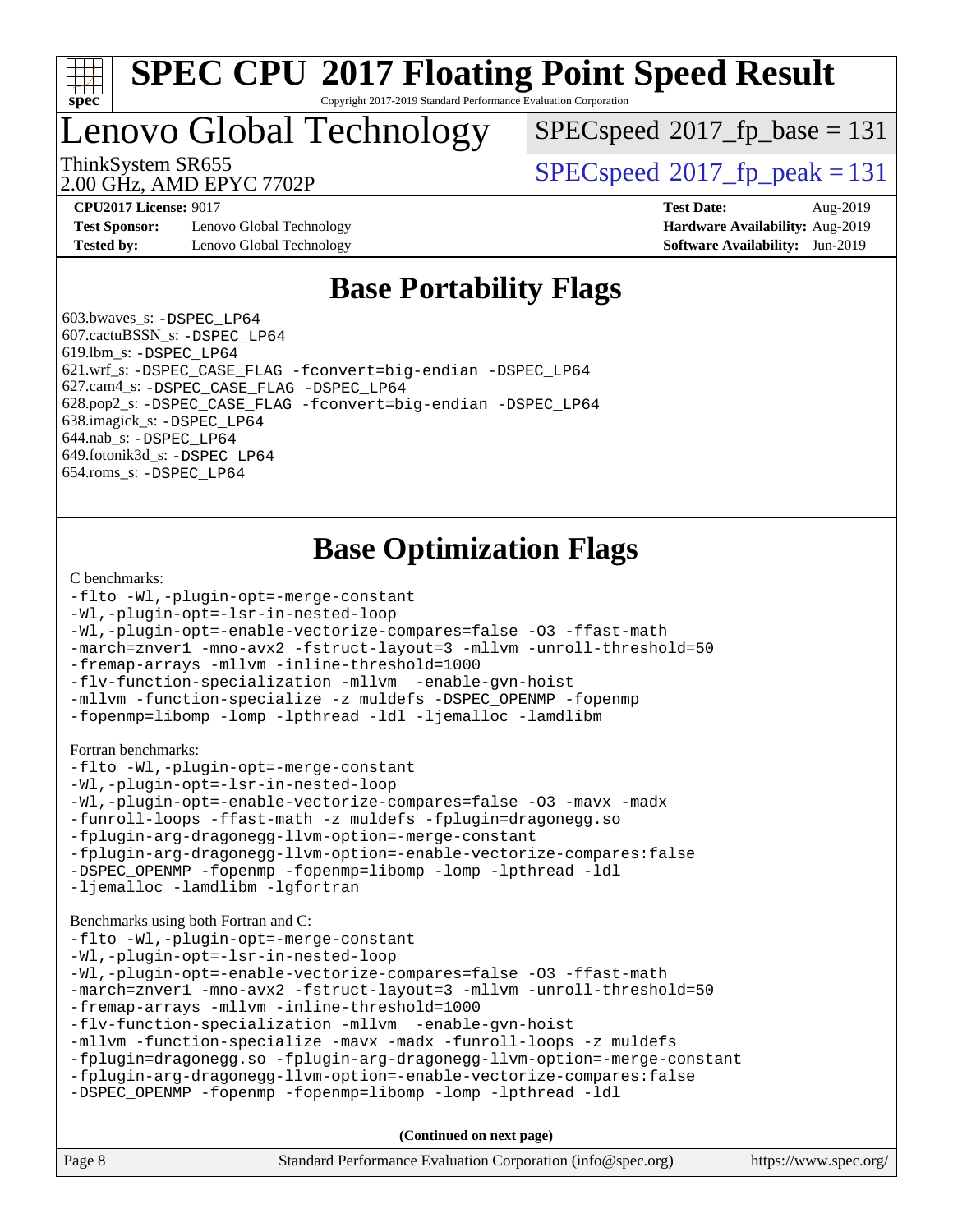# SPEC CPU 2017 Floating Point Speed Result

Copyright 2017-2019 Standard Performance Evaluation Corporation

## Lenovo Global Technology

ThinkSystem SR655
2.00 GHz, AMD EPYC 7702P

SPECspeed 2017_fp_base = 131
SPECspeed 2017_fp_peak = 131

**CPU2017 License:** 9017
**Test Sponsor:** Lenovo Global Technology
**Tested by:** Lenovo Global Technology
**Test Date:** Aug-2019
**Hardware Availability:** Aug-2019
**Software Availability:** Jun-2019

## Base Portability Flags

603.bwaves_s: -DSPEC_LP64
607.cactuBSSN_s: -DSPEC_LP64
619.lbm_s: -DSPEC_LP64
621.wrf_s: -DSPEC_CASE_FLAG -fconvert=big-endian -DSPEC_LP64
627.cam4_s: -DSPEC_CASE_FLAG -DSPEC_LP64
628.pop2_s: -DSPEC_CASE_FLAG -fconvert=big-endian -DSPEC_LP64
638.imagick_s: -DSPEC_LP64
644.nab_s: -DSPEC_LP64
649.fotonik3d_s: -DSPEC_LP64
654.roms_s: -DSPEC_LP64

## Base Optimization Flags

C benchmarks:

```
-flto -Wl,-plugin-opt=-merge-constant
-Wl,-plugin-opt=-lsr-in-nested-loop
-Wl,-plugin-opt=-enable-vectorize-compares=false -O3 -ffast-math
-march=znver1 -mno-avx2 -fstruct-layout=3 -mllvm -unroll-threshold=50
-fremap-arrays -mllvm -inline-threshold=1000
-flv-function-specialization -mllvm -enable-gvn-hoist
-mllvm -function-specialize -z muldefs -DSPEC_OPENMP -fopenmp
-fopenmp=libomp -lomp -lpthread -ldl -ljemalloc -lamdlibm
```

Fortran benchmarks:

```
-flto -Wl,-plugin-opt=-merge-constant
-Wl,-plugin-opt=-lsr-in-nested-loop
-Wl,-plugin-opt=-enable-vectorize-compares=false -O3 -mavx -madx
-funroll-loops -ffast-math -z muldefs -fplugin=dragonegg.so
-fplugin-arg-dragonegg-llvm-option=-merge-constant
-fplugin-arg-dragonegg-llvm-option=-enable-vectorize-compares:false
-DSPEC_OPENMP -fopenmp -fopenmp=libomp -lomp -lpthread -ldl
-ljemalloc -lamdlibm -lgfortran
```

Benchmarks using both Fortran and C:

```
-flto -Wl,-plugin-opt=-merge-constant
-Wl,-plugin-opt=-lsr-in-nested-loop
-Wl,-plugin-opt=-enable-vectorize-compares=false -O3 -ffast-math
-march=znver1 -mno-avx2 -fstruct-layout=3 -mllvm -unroll-threshold=50
-fremap-arrays -mllvm -inline-threshold=1000
-flv-function-specialization -mllvm -enable-gvn-hoist
-mllvm -function-specialize -mavx -madx -funroll-loops -z muldefs
-fplugin=dragonegg.so -fplugin-arg-dragonegg-llvm-option=-merge-constant
-fplugin-arg-dragonegg-llvm-option=-enable-vectorize-compares:false
-DSPEC_OPENMP -fopenmp -fopenmp=libomp -lomp -lpthread -ldl
```

**(Continued on next page)**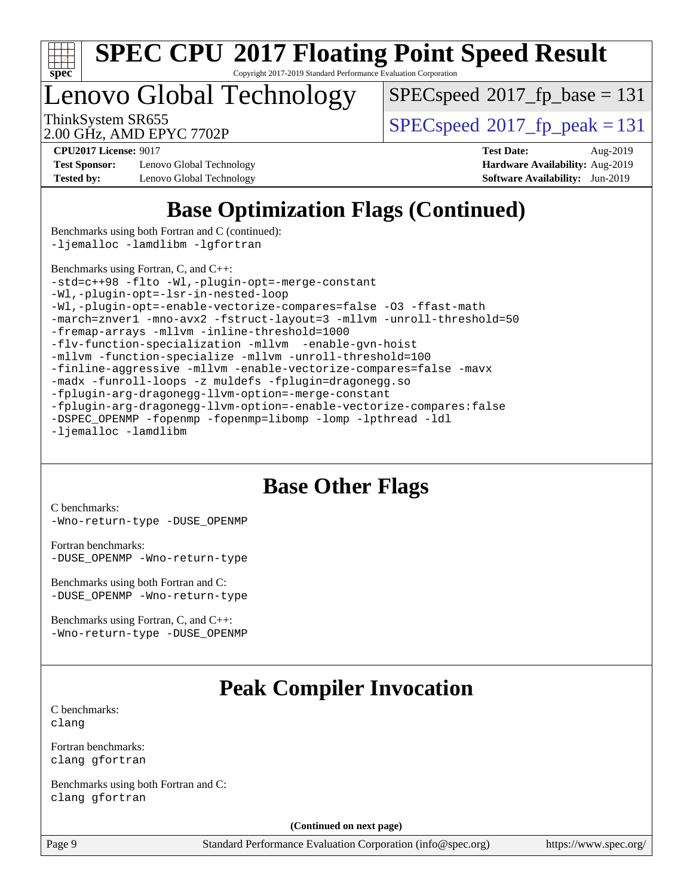# Lenovo Global Technology

ThinkSystem SR655
2.00 GHz, AMD EPYC 7702P

SPECspeed 2017_fp_base = 131

SPECspeed 2017_fp_peak = 131

**CPU2017 License:** 9017
**Test Sponsor:** Lenovo Global Technology
**Tested by:** Lenovo Global Technology

**Test Date:** Aug-2019
**Hardware Availability:** Aug-2019
**Software Availability:** Jun-2019

## Base Optimization Flags (Continued)

Benchmarks using both Fortran and C (continued):
```
-ljemalloc -lamdlibm -lgfortran
```

Benchmarks using Fortran, C, and C++:
```
-std=c++98 -flto -Wl,-plugin-opt=-merge-constant
-Wl,-plugin-opt=-lsr-in-nested-loop
-Wl,-plugin-opt=-enable-vectorize-compares=false -O3 -ffast-math
-march=znver1 -mno-avx2 -fstruct-layout=3 -mllvm -unroll-threshold=50
-fremap-arrays -mllvm -inline-threshold=1000
-flv-function-specialization -mllvm  -enable-gvn-hoist
-mllvm -function-specialize -mllvm -unroll-threshold=100
-finline-aggressive -mllvm -enable-vectorize-compares=false -mavx
-madx -funroll-loops -z muldefs -fplugin=dragonegg.so
-fplugin-arg-dragonegg-llvm-option=-merge-constant
-fplugin-arg-dragonegg-llvm-option=-enable-vectorize-compares:false
-DSPEC_OPENMP -fopenmp -fopenmp=libomp -lomp -lpthread -ldl
-ljemalloc -lamdlibm
```

## Base Other Flags

C benchmarks:
```
-Wno-return-type -DUSE_OPENMP
```

Fortran benchmarks:
```
-DUSE_OPENMP -Wno-return-type
```

Benchmarks using both Fortran and C:
```
-DUSE_OPENMP -Wno-return-type
```

Benchmarks using Fortran, C, and C++:
```
-Wno-return-type -DUSE_OPENMP
```

## Peak Compiler Invocation

C benchmarks:
```
clang
```

Fortran benchmarks:
```
clang gfortran
```

Benchmarks using both Fortran and C:
```
clang gfortran
```

**(Continued on next page)**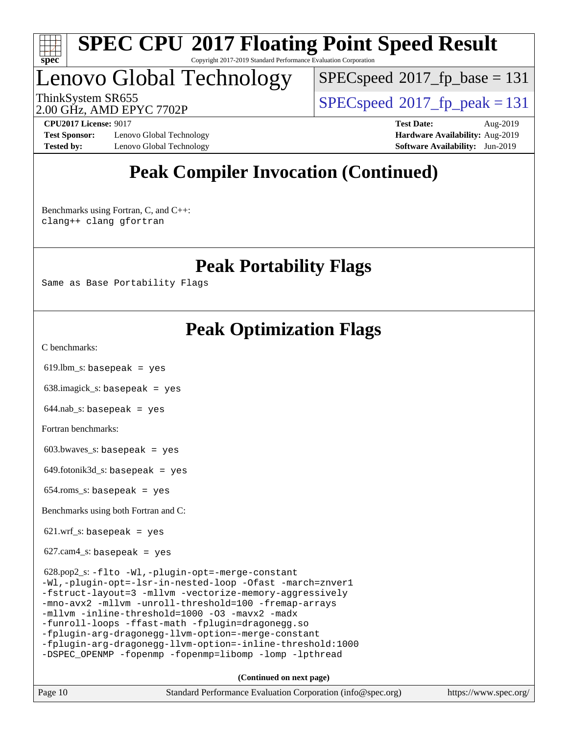# Peak Compiler Invocation (Continued)

Benchmarks using Fortran, C, and C++:
```
clang++ clang gfortran
```

# Peak Portability Flags

```
Same as Base Portability Flags
```

# Peak Optimization Flags

C benchmarks:

619.lbm_s: `basepeak = yes`

638.imagick_s: `basepeak = yes`

644.nab_s: `basepeak = yes`

Fortran benchmarks:

603.bwaves_s: `basepeak = yes`

649.fotonik3d_s: `basepeak = yes`

654.roms_s: `basepeak = yes`

Benchmarks using both Fortran and C:

621.wrf_s: `basepeak = yes`

627.cam4_s: `basepeak = yes`

628.pop2_s:
```
-flto -Wl,-plugin-opt=-merge-constant
-Wl,-plugin-opt=-lsr-in-nested-loop -Ofast -march=znver1
-fstruct-layout=3 -mllvm -vectorize-memory-aggressively
-mno-avx2 -mllvm -unroll-threshold=100 -fremap-arrays
-mllvm -inline-threshold=1000 -O3 -mavx2 -madx
-funroll-loops -ffast-math -fplugin=dragonegg.so
-fplugin-arg-dragonegg-llvm-option=-merge-constant
-fplugin-arg-dragonegg-llvm-option=-inline-threshold:1000
-DSPEC_OPENMP -fopenmp -fopenmp=libomp -lomp -lpthread
```

**(Continued on next page)**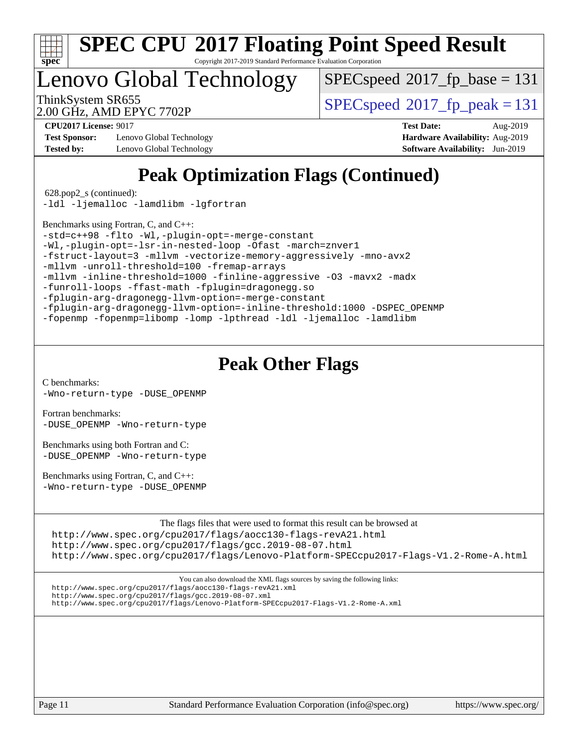# SPEC CPU 2017 Floating Point Speed Result

Copyright 2017-2019 Standard Performance Evaluation Corporation

# Lenovo Global Technology

ThinkSystem SR655
2.00 GHz, AMD EPYC 7702P

SPECspeed 2017_fp_base = 131

SPECspeed 2017_fp_peak = 131

**CPU2017 License:** 9017
**Test Sponsor:** Lenovo Global Technology
**Tested by:** Lenovo Global Technology

**Test Date:** Aug-2019
**Hardware Availability:** Aug-2019
**Software Availability:** Jun-2019

## Peak Optimization Flags (Continued)

628.pop2_s (continued):
```
-ldl -ljemalloc -lamdlibm -lgfortran
```

Benchmarks using Fortran, C, and C++:
```
-std=c++98 -flto -Wl,-plugin-opt=-merge-constant
-Wl,-plugin-opt=-lsr-in-nested-loop -Ofast -march=znver1
-fstruct-layout=3 -mllvm -vectorize-memory-aggressively -mno-avx2
-mllvm -unroll-threshold=100 -fremap-arrays
-mllvm -inline-threshold=1000 -finline-aggressive -O3 -mavx2 -madx
-funroll-loops -ffast-math -fplugin=dragonegg.so
-fplugin-arg-dragonegg-llvm-option=-merge-constant
-fplugin-arg-dragonegg-llvm-option=-inline-threshold:1000 -DSPEC_OPENMP
-fopenmp -fopenmp=libomp -lomp -lpthread -ldl -ljemalloc -lamdlibm
```

## Peak Other Flags

C benchmarks:
```
-Wno-return-type -DUSE_OPENMP
```

Fortran benchmarks:
```
-DUSE_OPENMP -Wno-return-type
```

Benchmarks using both Fortran and C:
```
-DUSE_OPENMP -Wno-return-type
```

Benchmarks using Fortran, C, and C++:
```
-Wno-return-type -DUSE_OPENMP
```

The flags files that were used to format this result can be browsed at
http://www.spec.org/cpu2017/flags/aocc130-flags-revA21.html
http://www.spec.org/cpu2017/flags/gcc.2019-08-07.html
http://www.spec.org/cpu2017/flags/Lenovo-Platform-SPECcpu2017-Flags-V1.2-Rome-A.html

You can also download the XML flags sources by saving the following links:
http://www.spec.org/cpu2017/flags/aocc130-flags-revA21.xml
http://www.spec.org/cpu2017/flags/gcc.2019-08-07.xml
http://www.spec.org/cpu2017/flags/Lenovo-Platform-SPECcpu2017-Flags-V1.2-Rome-A.xml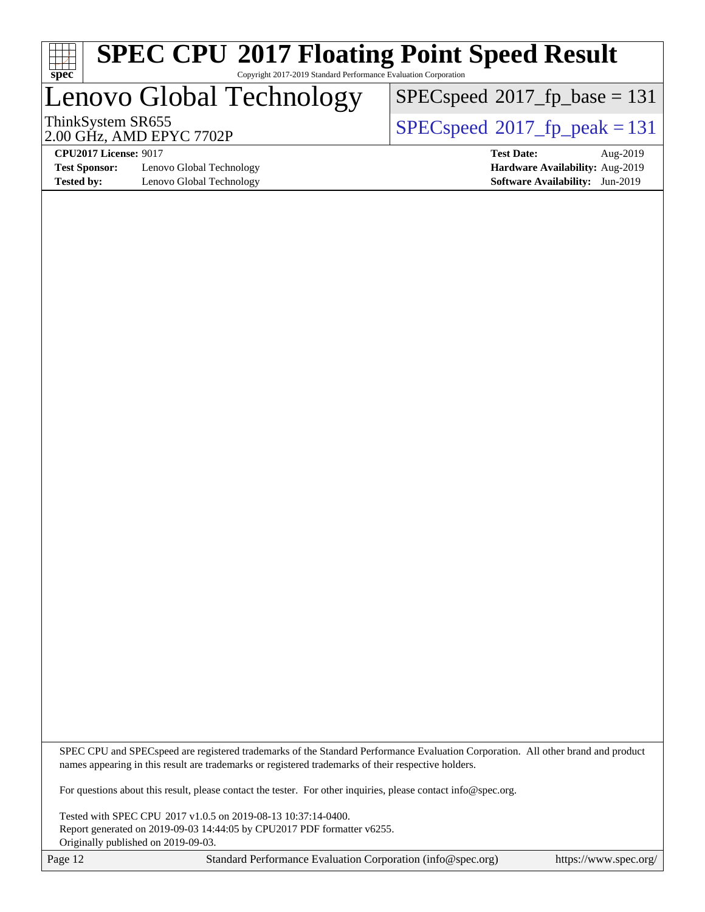SPEC CPU and SPECspeed are registered trademarks of the Standard Performance Evaluation Corporation. All other brand and product names appearing in this result are trademarks or registered trademarks of their respective holders.

For questions about this result, please contact the tester. For other inquiries, please contact info@spec.org.

Tested with SPEC CPU 2017 v1.0.5 on 2019-08-13 10:37:14-0400.
Report generated on 2019-09-03 14:44:05 by CPU2017 PDF formatter v6255.
Originally published on 2019-09-03.